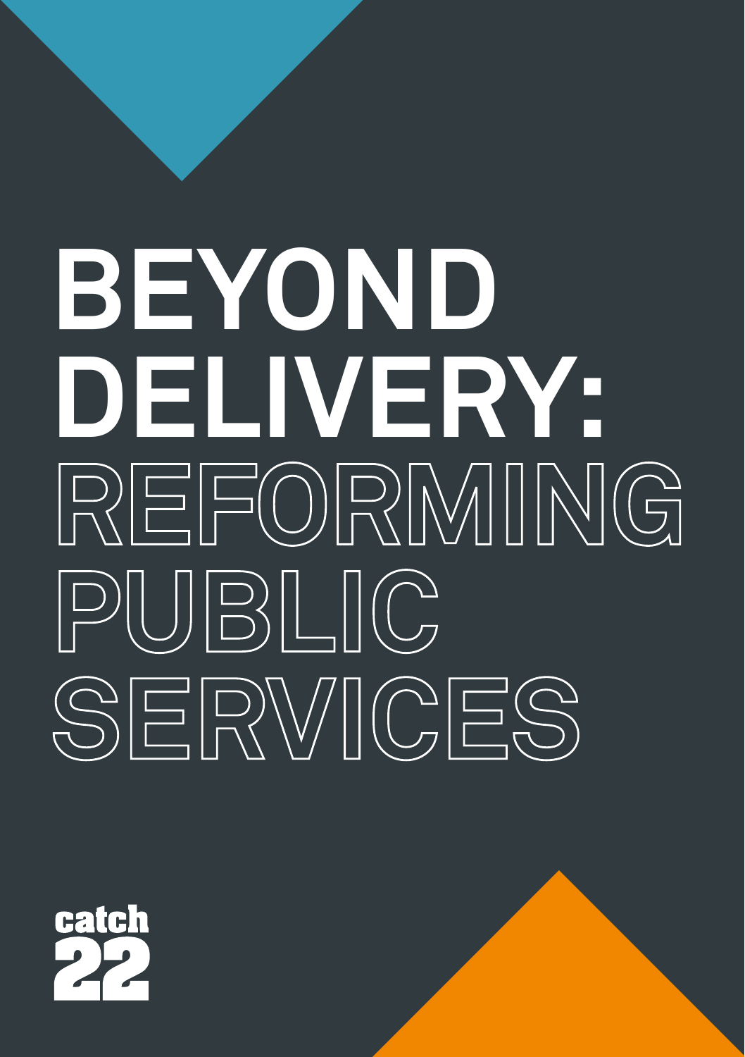# BEYOND DELIVERY: REFORMING PUBLIC SERVICES

catch 22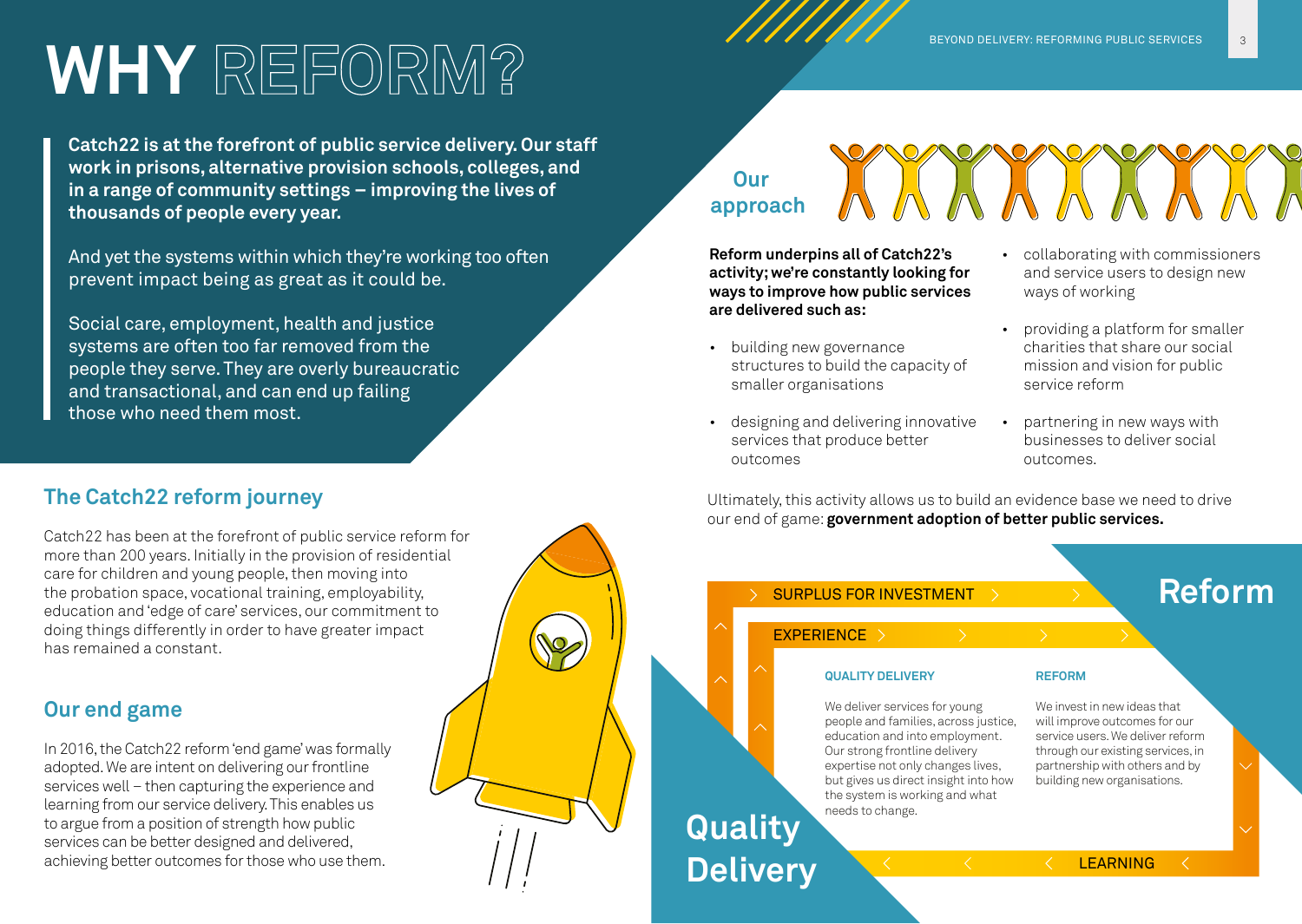# WHY REFORM?

**Catch22 is at the forefront of public service delivery. Our staff work in prisons, alternative provision schools, colleges, and in a range of community settings – improving the lives of thousands of people every year.**

And yet the systems within which they're working too often prevent impact being as great as it could be.

Social care, employment, health and justice systems are often too far removed from the people they serve. They are overly bureaucratic and transactional, and can end up failing those who need them most.

## The Catch22 reform journey

Catch22 has been at the forefront of public service reform for more than 200 years. Initially in the provision of residential care for children and young people, then moving into the probation space, vocational training, employability, education and 'edge of care' services, our commitment to doing things differently in order to have greater impact has remained a constant.

## Our end game

In 2016, the Catch22 reform 'end game' was formally adopted. We are intent on delivering our frontline services well – then capturing the experience and learning from our service delivery. This enables us to argue from a position of strength how public services can be better designed and delivered, achieving better outcomes for those who use them.

## Our approach

**Reform underpins all of Catch22's activity; we're constantly looking for ways to improve how public services are delivered such as:**

- building new governance structures to build the capacity of smaller organisations
- designing and delivering innovative services that produce better outcomes
- collaborating with commissioners and service users to design new ways of working
- providing a platform for smaller charities that share our social mission and vision for public service reform
- partnering in new ways with businesses to deliver social outcomes.

Ultimately, this activity allows us to build an evidence base we need to drive our end of game: **government adoption of better public services.**

SURPLUS FOR INVESTMENT

EXPERIENCE

**Reform**

### QUALITY DELIVERY

We deliver services for young people and families, across justice, education and into employment. Our strong frontline delivery expertise not only changes lives, but gives us direct insight into how the system is working and what needs to change.

### REFORM

We invest in new ideas that will improve outcomes for our service users. We deliver reform through our existing services, in partnership with others and by building new organisations.

**Quality Delivery**

LEARNING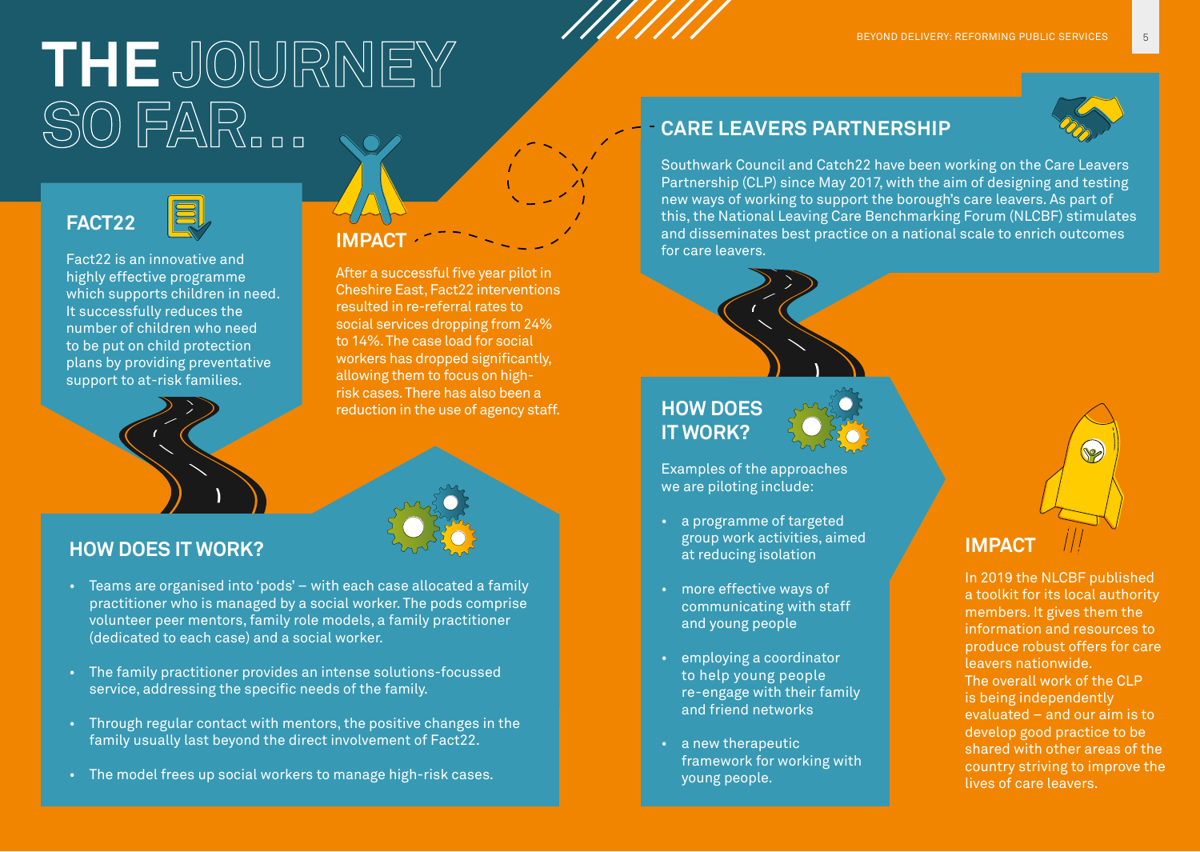# THE JOURNEY SO FAR...

## FACT22

Fact22 is an innovative and highly effective programme which supports children in need. It successfully reduces the number of children who need to be put on child protection plans by providing preventative support to at-risk families.

## IMPACT

After a successful five year pilot in Cheshire East, Fact22 interventions resulted in re-referral rates to social services dropping from 24% to 14%. The case load for social workers has dropped significantly, allowing them to focus on high-risk cases. There has also been a reduction in the use of agency staff.

## HOW DOES IT WORK?

- Teams are organised into 'pods' – with each case allocated a family practitioner who is managed by a social worker. The pods comprise volunteer peer mentors, family role models, a family practitioner (dedicated to each case) and a social worker.
- The family practitioner provides an intense solutions-focussed service, addressing the specific needs of the family.
- Through regular contact with mentors, the positive changes in the family usually last beyond the direct involvement of Fact22.
- The model frees up social workers to manage high-risk cases.

## CARE LEAVERS PARTNERSHIP

Southwark Council and Catch22 have been working on the Care Leavers Partnership (CLP) since May 2017, with the aim of designing and testing new ways of working to support the borough's care leavers. As part of this, the National Leaving Care Benchmarking Forum (NLCBF) stimulates and disseminates best practice on a national scale to enrich outcomes for care leavers.

## HOW DOES IT WORK?

Examples of the approaches we are piloting include:

- a programme of targeted group work activities, aimed at reducing isolation
- more effective ways of communicating with staff and young people
- employing a coordinator to help young people re-engage with their family and friend networks
- a new therapeutic framework for working with young people.

## IMPACT

In 2019 the NLCBF published a toolkit for its local authority members. It gives them the information and resources to produce robust offers for care leavers nationwide.
The overall work of the CLP is being independently evaluated – and our aim is to develop good practice to be shared with other areas of the country striving to improve the lives of care leavers.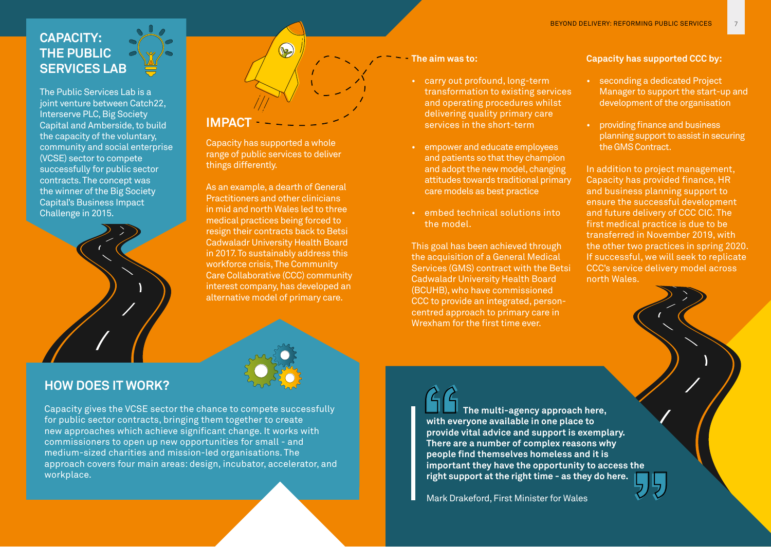## CAPACITY: THE PUBLIC SERVICES LAB

The Public Services Lab is a joint venture between Catch22, Interserve PLC, Big Society Capital and Amberside, to build the capacity of the voluntary, community and social enterprise (VCSE) sector to compete successfully for public sector contracts. The concept was the winner of the Big Society Capital's Business Impact Challenge in 2015.

## HOW DOES IT WORK?

Capacity gives the VCSE sector the chance to compete successfully for public sector contracts, bringing them together to create new approaches which achieve significant change. It works with commissioners to open up new opportunities for small - and medium-sized charities and mission-led organisations. The approach covers four main areas: design, incubator, accelerator, and workplace.

## IMPACT

Capacity has supported a whole range of public services to deliver things differently.

As an example, a dearth of General Practitioners and other clinicians in mid and north Wales led to three medical practices being forced to resign their contracts back to Betsi Cadwaladr University Health Board in 2017. To sustainably address this workforce crisis, The Community Care Collaborative (CCC) community interest company, has developed an alternative model of primary care.

**The aim was to:**

- carry out profound, long-term transformation to existing services and operating procedures whilst delivering quality primary care services in the short-term
- empower and educate employees and patients so that they champion and adopt the new model, changing attitudes towards traditional primary care models as best practice
- embed technical solutions into the model.

This goal has been achieved through the acquisition of a General Medical Services (GMS) contract with the Betsi Cadwaladr University Health Board (BCUHB), who have commissioned CCC to provide an integrated, person-centred approach to primary care in Wrexham for the first time ever.

**Capacity has supported CCC by:**

- seconding a dedicated Project Manager to support the start-up and development of the organisation
- providing finance and business planning support to assist in securing the GMS Contract.

In addition to project management, Capacity has provided finance, HR and business planning support to ensure the successful development and future delivery of CCC CIC. The first medical practice is due to be transferred in November 2019, with the other two practices in spring 2020. If successful, we will seek to replicate CCC's service delivery model across north Wales.

> **The multi-agency approach here, with everyone available in one place to provide vital advice and support is exemplary. There are a number of complex reasons why people find themselves homeless and it is important they have the opportunity to access the right support at the right time - as they do here.**
>
> Mark Drakeford, First Minister for Wales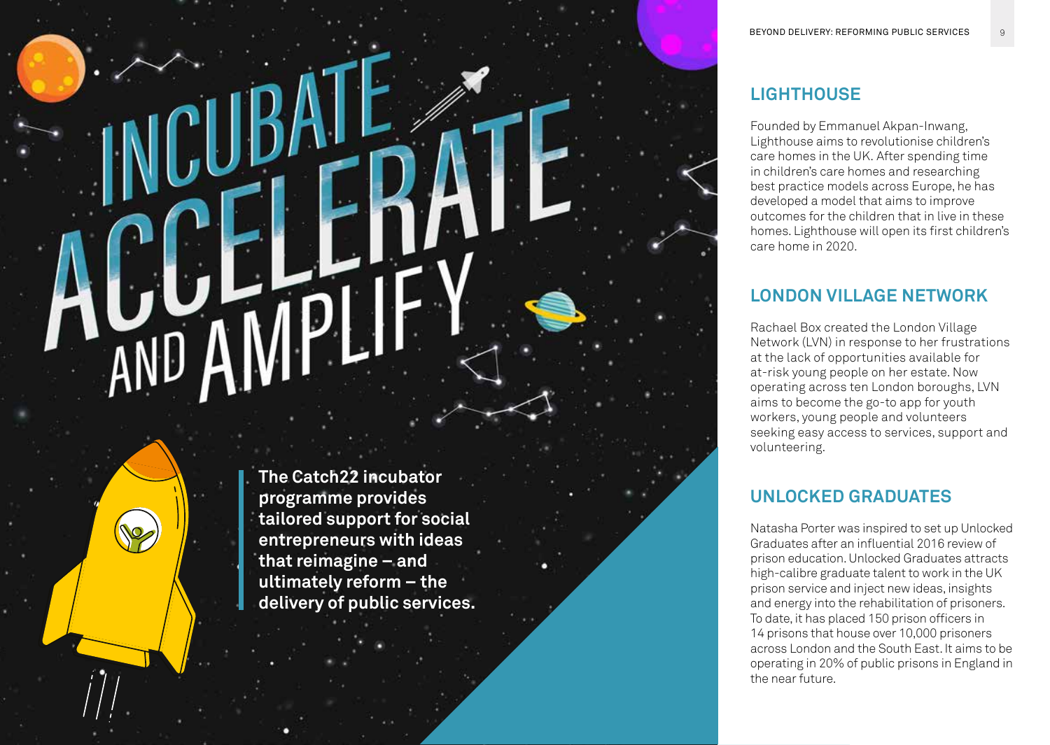# INCUBATE ACCELERATE AND AMPLIFY

**The Catch22 incubator programme provides tailored support for social entrepreneurs with ideas that reimagine – and ultimately reform – the delivery of public services.**

## LIGHTHOUSE

Founded by Emmanuel Akpan-Inwang, Lighthouse aims to revolutionise children's care homes in the UK. After spending time in children's care homes and researching best practice models across Europe, he has developed a model that aims to improve outcomes for the children that in live in these homes. Lighthouse will open its first children's care home in 2020.

## LONDON VILLAGE NETWORK

Rachael Box created the London Village Network (LVN) in response to her frustrations at the lack of opportunities available for at-risk young people on her estate. Now operating across ten London boroughs, LVN aims to become the go-to app for youth workers, young people and volunteers seeking easy access to services, support and volunteering.

## UNLOCKED GRADUATES

Natasha Porter was inspired to set up Unlocked Graduates after an influential 2016 review of prison education. Unlocked Graduates attracts high-calibre graduate talent to work in the UK prison service and inject new ideas, insights and energy into the rehabilitation of prisoners. To date, it has placed 150 prison officers in 14 prisons that house over 10,000 prisoners across London and the South East. It aims to be operating in 20% of public prisons in England in the near future.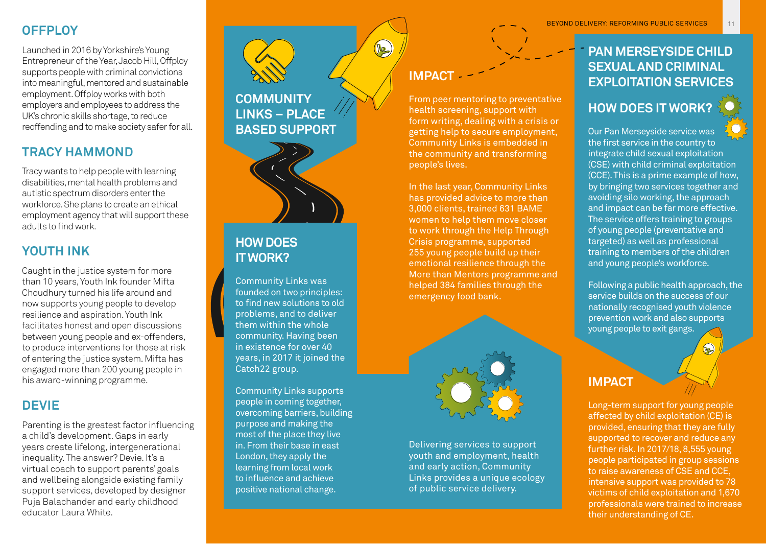## OFFPLOY

Launched in 2016 by Yorkshire's Young Entrepreneur of the Year, Jacob Hill, Offploy supports people with criminal convictions into meaningful, mentored and sustainable employment. Offploy works with both employers and employees to address the UK's chronic skills shortage, to reduce reoffending and to make society safer for all.

## TRACY HAMMOND

Tracy wants to help people with learning disabilities, mental health problems and autistic spectrum disorders enter the workforce. She plans to create an ethical employment agency that will support these adults to find work.

## YOUTH INK

Caught in the justice system for more than 10 years, Youth Ink founder Mifta Choudhury turned his life around and now supports young people to develop resilience and aspiration. Youth Ink facilitates honest and open discussions between young people and ex-offenders, to produce interventions for those at risk of entering the justice system. Mifta has engaged more than 200 young people in his award-winning programme.

## DEVIE

Parenting is the greatest factor influencing a child's development. Gaps in early years create lifelong, intergenerational inequality. The answer? Devie. It's a virtual coach to support parents' goals and wellbeing alongside existing family support services, developed by designer Puja Balachander and early childhood educator Laura White.

# COMMUNITY LINKS – PLACE BASED SUPPORT

## HOW DOES IT WORK?

Community Links was founded on two principles: to find new solutions to old problems, and to deliver them within the whole community. Having been in existence for over 40 years, in 2017 it joined the Catch22 group.

Community Links supports people in coming together, overcoming barriers, building purpose and making the most of the place they live in. From their base in east London, they apply the learning from local work to influence and achieve positive national change.

## IMPACT

From peer mentoring to preventative health screening, support with form writing, dealing with a crisis or getting help to secure employment, Community Links is embedded in the community and transforming people's lives.

In the last year, Community Links has provided advice to more than 3,000 clients, trained 631 BAME women to help them move closer to work through the Help Through Crisis programme, supported 255 young people build up their emotional resilience through the More than Mentors programme and helped 384 families through the emergency food bank.

Delivering services to support youth and employment, health and early action, Community Links provides a unique ecology of public service delivery.

# PAN MERSEYSIDE CHILD SEXUAL AND CRIMINAL EXPLOITATION SERVICES

## HOW DOES IT WORK?

Our Pan Merseyside service was the first service in the country to integrate child sexual exploitation (CSE) with child criminal exploitation (CCE). This is a prime example of how, by bringing two services together and avoiding silo working, the approach and impact can be far more effective. The service offers training to groups of young people (preventative and targeted) as well as professional training to members of the children and young people's workforce.

Following a public health approach, the service builds on the success of our nationally recognised youth violence prevention work and also supports young people to exit gangs.

## IMPACT

Long-term support for young people affected by child exploitation (CE) is provided, ensuring that they are fully supported to recover and reduce any further risk. In 2017/18, 8,555 young people participated in group sessions to raise awareness of CSE and CCE, intensive support was provided to 78 victims of child exploitation and 1,670 professionals were trained to increase their understanding of CE.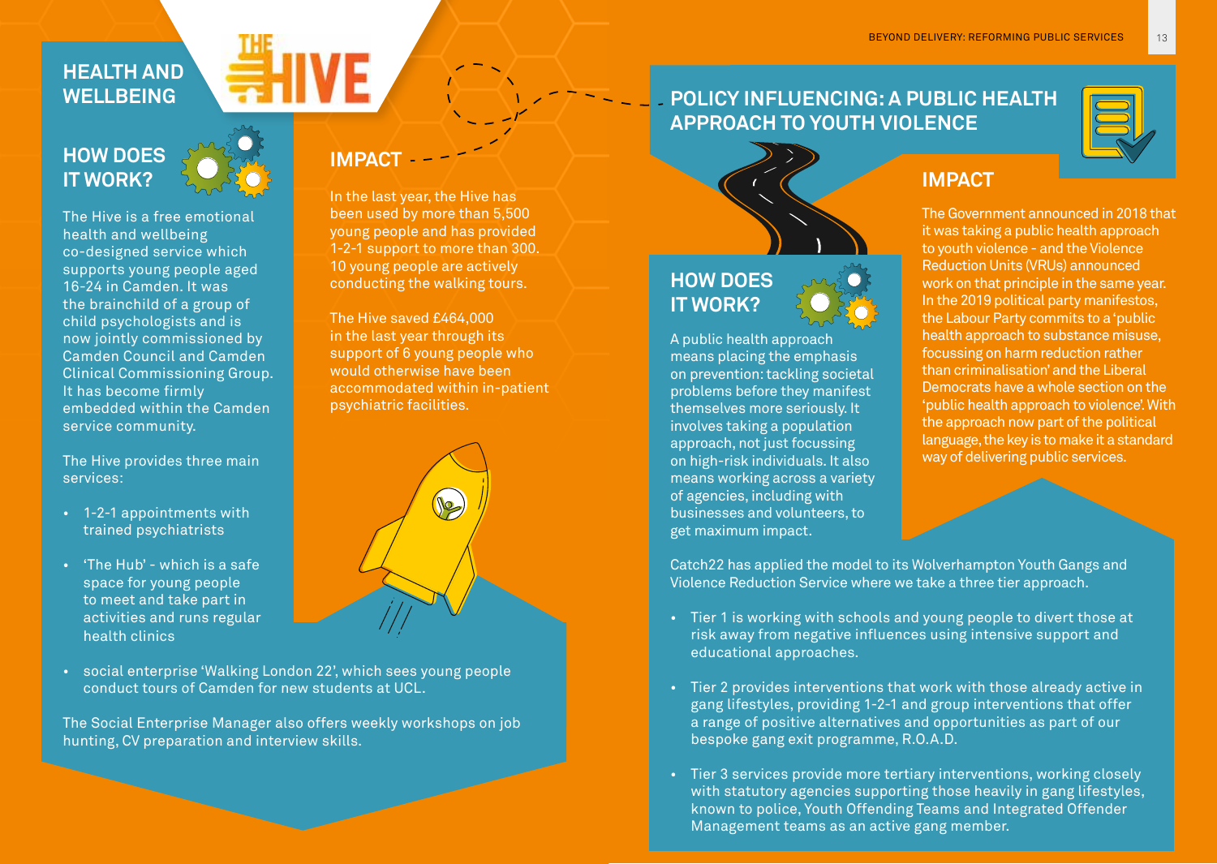## HEALTH AND WELLBEING

THE HIVE

### HOW DOES IT WORK?

The Hive is a free emotional health and wellbeing co-designed service which supports young people aged 16-24 in Camden. It was the brainchild of a group of child psychologists and is now jointly commissioned by Camden Council and Camden Clinical Commissioning Group. It has become firmly embedded within the Camden service community.

The Hive provides three main services:

- 1-2-1 appointments with trained psychiatrists
- 'The Hub' - which is a safe space for young people to meet and take part in activities and runs regular health clinics
- social enterprise 'Walking London 22', which sees young people conduct tours of Camden for new students at UCL.

The Social Enterprise Manager also offers weekly workshops on job hunting, CV preparation and interview skills.

### IMPACT

In the last year, the Hive has been used by more than 5,500 young people and has provided 1-2-1 support to more than 300. 10 young people are actively conducting the walking tours.

The Hive saved £464,000 in the last year through its support of 6 young people who would otherwise have been accommodated within in-patient psychiatric facilities.

## POLICY INFLUENCING: A PUBLIC HEALTH APPROACH TO YOUTH VIOLENCE

### HOW DOES IT WORK?

A public health approach means placing the emphasis on prevention: tackling societal problems before they manifest themselves more seriously. It involves taking a population approach, not just focussing on high-risk individuals. It also means working across a variety of agencies, including with businesses and volunteers, to get maximum impact.

### IMPACT

The Government announced in 2018 that it was taking a public health approach to youth violence - and the Violence Reduction Units (VRUs) announced work on that principle in the same year. In the 2019 political party manifestos, the Labour Party commits to a 'public health approach to substance misuse, focussing on harm reduction rather than criminalisation' and the Liberal Democrats have a whole section on the 'public health approach to violence'. With the approach now part of the political language, the key is to make it a standard way of delivering public services.

Catch22 has applied the model to its Wolverhampton Youth Gangs and Violence Reduction Service where we take a three tier approach.

- Tier 1 is working with schools and young people to divert those at risk away from negative influences using intensive support and educational approaches.
- Tier 2 provides interventions that work with those already active in gang lifestyles, providing 1-2-1 and group interventions that offer a range of positive alternatives and opportunities as part of our bespoke gang exit programme, R.O.A.D.
- Tier 3 services provide more tertiary interventions, working closely with statutory agencies supporting those heavily in gang lifestyles, known to police, Youth Offending Teams and Integrated Offender Management teams as an active gang member.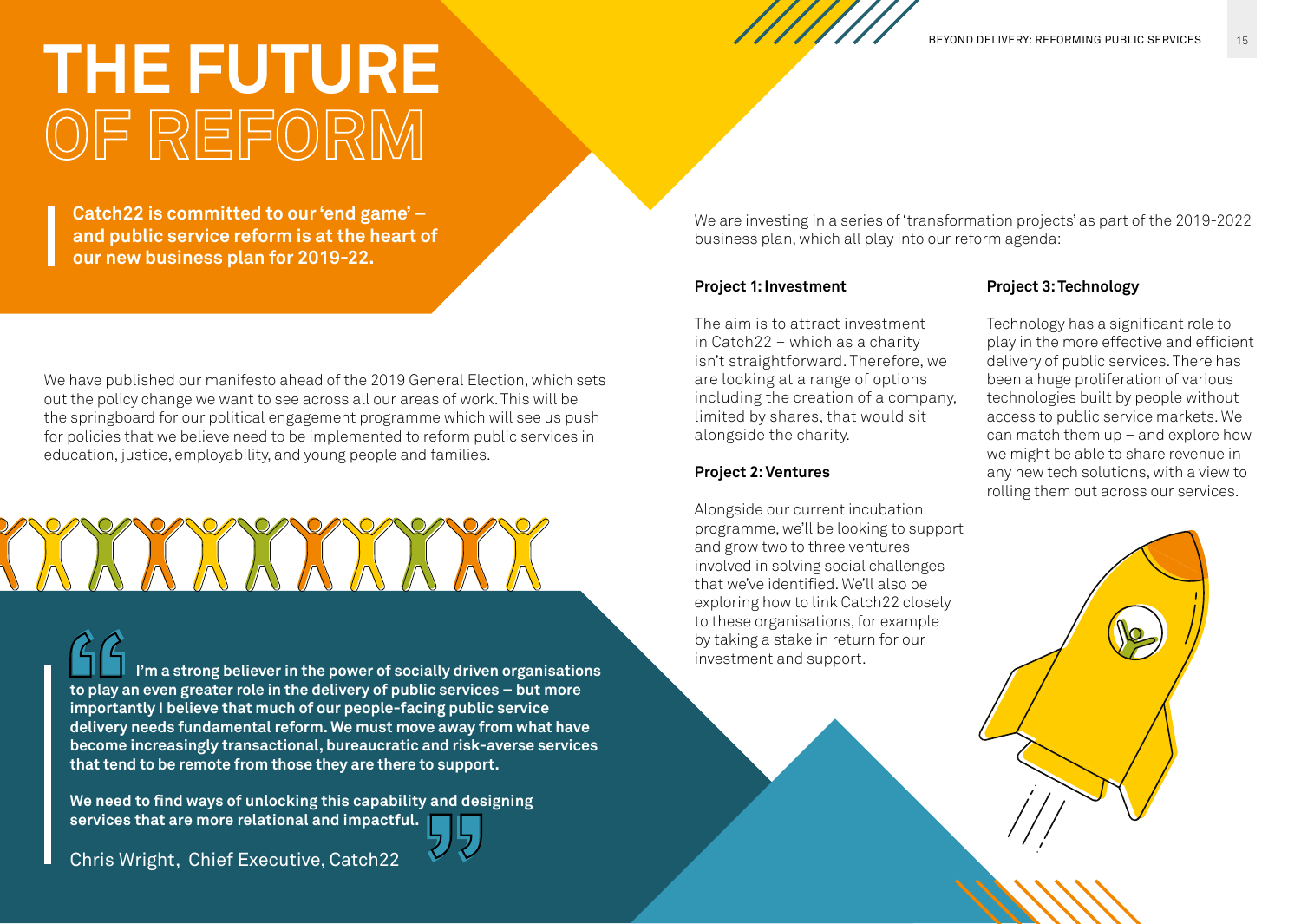# THE FUTURE OF REFORM

**Catch22 is committed to our 'end game' – and public service reform is at the heart of our new business plan for 2019-22.**

We have published our manifesto ahead of the 2019 General Election, which sets out the policy change we want to see across all our areas of work. This will be the springboard for our political engagement programme which will see us push for policies that we believe need to be implemented to reform public services in education, justice, employability, and young people and families.

> **I'm a strong believer in the power of socially driven organisations to play an even greater role in the delivery of public services – but more importantly I believe that much of our people-facing public service delivery needs fundamental reform. We must move away from what have become increasingly transactional, bureaucratic and risk-averse services that tend to be remote from those they are there to support.**
>
> **We need to find ways of unlocking this capability and designing services that are more relational and impactful.**
>
> Chris Wright, Chief Executive, Catch22

We are investing in a series of 'transformation projects' as part of the 2019-2022 business plan, which all play into our reform agenda:

**Project 1: Investment**

The aim is to attract investment in Catch22 – which as a charity isn't straightforward. Therefore, we are looking at a range of options including the creation of a company, limited by shares, that would sit alongside the charity.

**Project 2: Ventures**

Alongside our current incubation programme, we'll be looking to support and grow two to three ventures involved in solving social challenges that we've identified. We'll also be exploring how to link Catch22 closely to these organisations, for example by taking a stake in return for our investment and support.

**Project 3: Technology**

Technology has a significant role to play in the more effective and efficient delivery of public services. There has been a huge proliferation of various technologies built by people without access to public service markets. We can match them up – and explore how we might be able to share revenue in any new tech solutions, with a view to rolling them out across our services.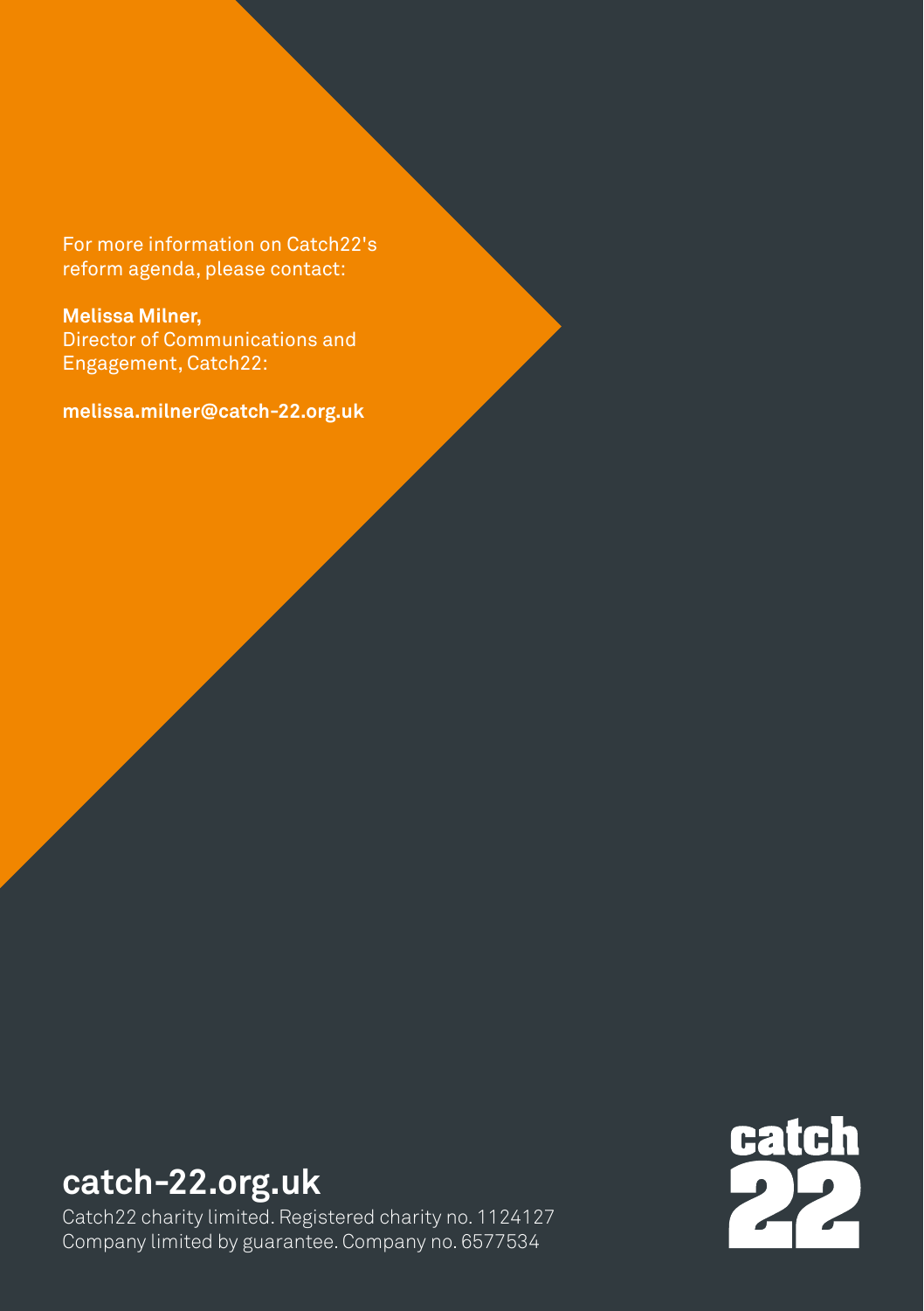For more information on Catch22's reform agenda, please contact:

**Melissa Milner,**
Director of Communications and Engagement, Catch22:

**melissa.milner@catch-22.org.uk**

**catch-22.org.uk**

Catch22 charity limited. Registered charity no. 1124127
Company limited by guarantee. Company no. 6577534

catch
22